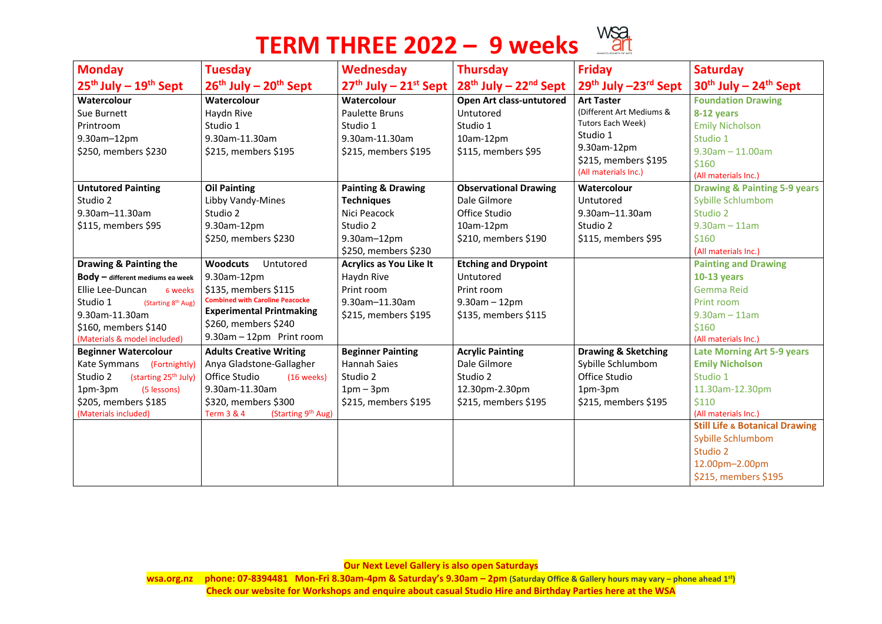# TERM THREE 2022 – 9 weeks

| Monday 25th July – 19th Sept | Tuesday 26th July – 20th Sept | Wednesday 27th July – 21st Sept | Thursday 28th July – 22nd Sept | Friday 29th July –23rd Sept | Saturday 30th July – 24th Sept |
|---|---|---|---|---|---|
| **Watercolour**<br>Sue Burnett<br>Printroom<br>9.30am–12pm<br>$250, members $230 | **Watercolour**<br>Haydn Rive<br>Studio 1<br>9.30am-11.30am<br>$215, members $195 | **Watercolour**<br>Paulette Bruns<br>Studio 1<br>9.30am-11.30am<br>$215, members $195 | **Open Art class-untutored**<br>Untutored<br>Studio 1<br>10am-12pm<br>$115, members $95 | **Art Taster**<br>(Different Art Mediums & Tutors Each Week)<br>Studio 1<br>9.30am-12pm<br>$215, members $195<br>(All materials Inc.) | **Foundation Drawing**<br>**8-12 years**<br>Emily Nicholson<br>Studio 1<br>9.30am – 11.00am<br>$160<br>(All materials Inc.) |
| **Untutored Painting**<br>Studio 2<br>9.30am–11.30am<br>$115, members $95 | **Oil Painting**<br>Libby Vandy-Mines<br>Studio 2<br>9.30am-12pm<br>$250, members $230 | **Painting & Drawing Techniques**<br>Nici Peacock<br>Studio 2<br>9.30am–12pm<br>$250, members $230 | **Observational Drawing**<br>Dale Gilmore<br>Office Studio<br>10am-12pm<br>$210, members $190 | **Watercolour**<br>Untutored<br>9.30am–11.30am<br>Studio 2<br>$115, members $95 | **Drawing & Painting 5-9 years**<br>Sybille Schlumbom<br>Studio 2<br>9.30am – 11am<br>$160<br>(All materials Inc.) |
| **Drawing & Painting the Body – different mediums ea week**<br>Ellie Lee-Duncan 6 weeks<br>Studio 1 (Starting 8th Aug)<br>9.30am-11.30am<br>$160, members $140<br>(Materials & model included) | **Woodcuts** Untutored<br>9.30am-12pm<br>$135, members $115<br>**Combined with Caroline Peacocke**<br>**Experimental Printmaking**<br>$260, members $240<br>9.30am – 12pm Print room | **Acrylics as You Like It**<br>Haydn Rive<br>Print room<br>9.30am–11.30am<br>$215, members $195 | **Etching and Drypoint**<br>Untutored<br>Print room<br>9.30am – 12pm<br>$135, members $115 | | **Painting and Drawing**<br>**10-13 years**<br>Gemma Reid<br>Print room<br>9.30am – 11am<br>$160<br>(All materials Inc.) |
| **Beginner Watercolour**<br>Kate Symmans (Fortnightly)<br>Studio 2 (starting 25th July)<br>1pm-3pm (5 lessons)<br>$205, members $185<br>(Materials included) | **Adults Creative Writing**<br>Anya Gladstone-Gallagher<br>Office Studio (16 weeks)<br>9.30am-11.30am<br>$320, members $300<br>Term 3 & 4 (Starting 9th Aug) | **Beginner Painting**<br>Hannah Saies<br>Studio 2<br>1pm – 3pm<br>$215, members $195 | **Acrylic Painting**<br>Dale Gilmore<br>Studio 2<br>12.30pm-2.30pm<br>$215, members $195 | **Drawing & Sketching**<br>Sybille Schlumbom<br>Office Studio<br>1pm-3pm<br>$215, members $195 | **Late Morning Art 5-9 years**<br>**Emily Nicholson**<br>Studio 1<br>11.30am-12.30pm<br>$110<br>(All materials Inc.) |
| | | | | | **Still Life & Botanical Drawing**<br>Sybille Schlumbom<br>Studio 2<br>12.00pm–2.00pm<br>$215, members $195 |

**Our Next Level Gallery is also open Saturdays**

**wsa.org.nz phone: 07-8394481 Mon-Fri 8.30am-4pm & Saturday's 9.30am – 2pm (Saturday Office & Gallery hours may vary – phone ahead 1st)**

**Check our website for Workshops and enquire about casual Studio Hire and Birthday Parties here at the WSA**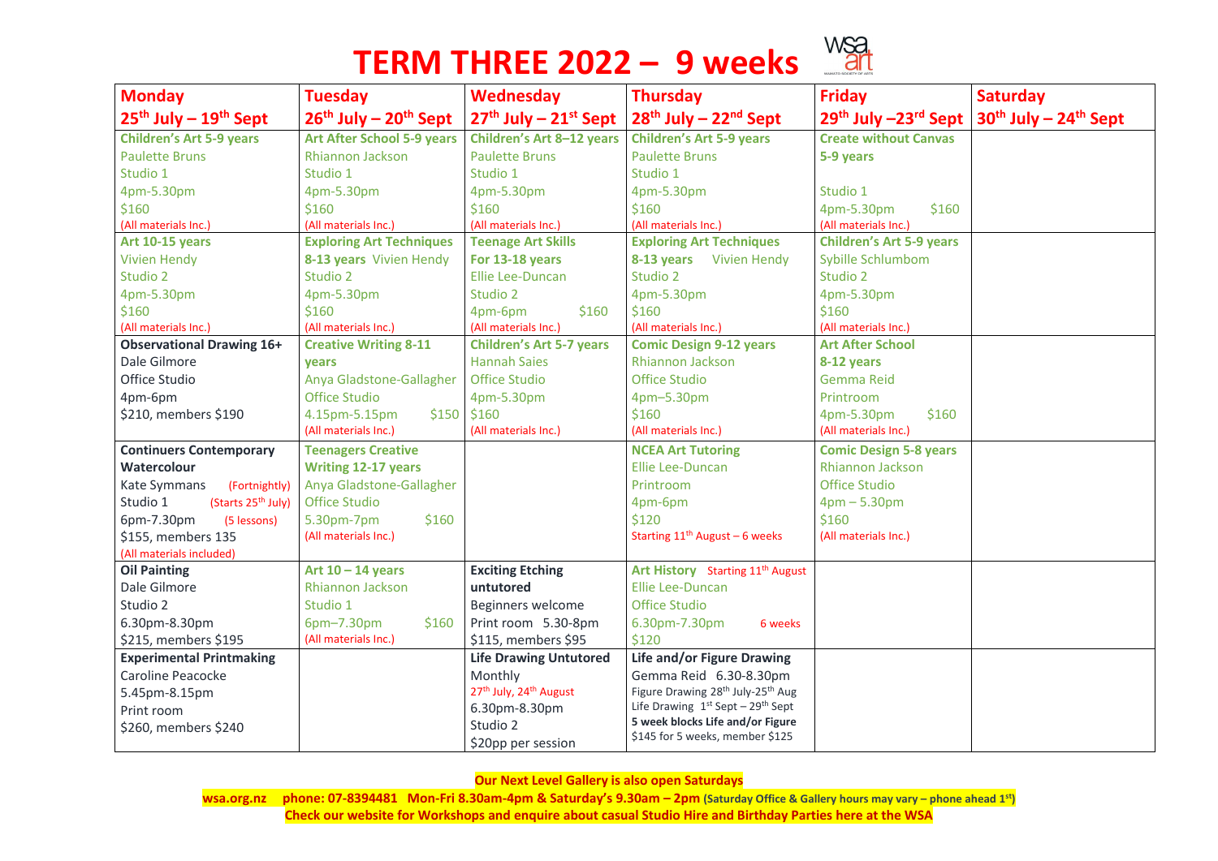# TERM THREE 2022 – 9 weeks

| Monday 25th July – 19th Sept | Tuesday 26th July – 20th Sept | Wednesday 27th July – 21st Sept | Thursday 28th July – 22nd Sept | Friday 29th July –23rd Sept | Saturday 30th July – 24th Sept |
|---|---|---|---|---|---|
| **Children's Art 5-9 years**<br>Paulette Bruns<br>Studio 1<br>4pm-5.30pm<br>$160<br>(All materials Inc.) | **Art After School 5-9 years**<br>Rhiannon Jackson<br>Studio 1<br>4pm-5.30pm<br>$160<br>(All materials Inc.) | **Children's Art 8–12 years**<br>Paulette Bruns<br>Studio 1<br>4pm-5.30pm<br>$160<br>(All materials Inc.) | **Children's Art 5-9 years**<br>Paulette Bruns<br>Studio 1<br>4pm-5.30pm<br>$160<br>(All materials Inc.) | **Create without Canvas 5-9 years**<br>Studio 1<br>4pm-5.30pm $160<br>(All materials Inc.) | |
| **Art 10-15 years**<br>Vivien Hendy<br>Studio 2<br>4pm-5.30pm<br>$160<br>(All materials Inc.) | **Exploring Art Techniques 8-13 years** Vivien Hendy<br>Studio 2<br>4pm-5.30pm<br>$160<br>(All materials Inc.) | **Teenage Art Skills For 13-18 years**<br>Ellie Lee-Duncan<br>Studio 2<br>4pm-6pm $160<br>(All materials Inc.) | **Exploring Art Techniques 8-13 years** Vivien Hendy<br>Studio 2<br>4pm-5.30pm<br>$160<br>(All materials Inc.) | **Children's Art 5-9 years**<br>Sybille Schlumbom<br>Studio 2<br>4pm-5.30pm<br>$160<br>(All materials Inc.) | |
| **Observational Drawing 16+**<br>Dale Gilmore<br>Office Studio<br>4pm-6pm<br>$210, members $190 | **Creative Writing 8-11 years**<br>Anya Gladstone-Gallagher<br>Office Studio<br>4.15pm-5.15pm $150<br>(All materials Inc.) | **Children's Art 5-7 years**<br>Hannah Saies<br>Office Studio<br>4pm-5.30pm<br>$160<br>(All materials Inc.) | **Comic Design 9-12 years**<br>Rhiannon Jackson<br>Office Studio<br>4pm–5.30pm<br>$160<br>(All materials Inc.) | **Art After School 8-12 years**<br>Gemma Reid<br>Printroom<br>4pm-5.30pm $160<br>(All materials Inc.) | |
| **Continuers Contemporary Watercolour**<br>Kate Symmans (Fortnightly)<br>Studio 1 (Starts 25th July)<br>6pm-7.30pm (5 lessons)<br>$155, members 135<br>(All materials included) | **Teenagers Creative Writing 12-17 years**<br>Anya Gladstone-Gallagher<br>Office Studio<br>5.30pm-7pm $160<br>(All materials Inc.) | | **NCEA Art Tutoring**<br>Ellie Lee-Duncan<br>Printroom<br>4pm-6pm<br>$120<br>Starting 11th August – 6 weeks | **Comic Design 5-8 years**<br>Rhiannon Jackson<br>Office Studio<br>4pm – 5.30pm<br>$160<br>(All materials Inc.) | |
| **Oil Painting**<br>Dale Gilmore<br>Studio 2<br>6.30pm-8.30pm<br>$215, members $195 | **Art 10 – 14 years**<br>Rhiannon Jackson<br>Studio 1<br>6pm–7.30pm $160<br>(All materials Inc.) | **Exciting Etching untutored**<br>Beginners welcome<br>Print room 5.30-8pm<br>$115, members $95 | **Art History** Starting 11th August<br>Ellie Lee-Duncan<br>Office Studio<br>6.30pm-7.30pm 6 weeks<br>$120 | | |
| **Experimental Printmaking**<br>Caroline Peacocke<br>5.45pm-8.15pm<br>Print room<br>$260, members $240 | | **Life Drawing Untutored**<br>Monthly<br>27th July, 24th August<br>6.30pm-8.30pm<br>Studio 2<br>$20pp per session | **Life and/or Figure Drawing**<br>Gemma Reid 6.30-8.30pm<br>Figure Drawing 28th July-25th Aug<br>Life Drawing 1st Sept – 29th Sept<br>**5 week blocks Life and/or Figure**<br>$145 for 5 weeks, member $125 | | |

**Our Next Level Gallery is also open Saturdays**

**wsa.org.nz phone: 07-8394481 Mon-Fri 8.30am-4pm & Saturday's 9.30am – 2pm (Saturday Office & Gallery hours may vary – phone ahead 1st)**

**Check our website for Workshops and enquire about casual Studio Hire and Birthday Parties here at the WSA**